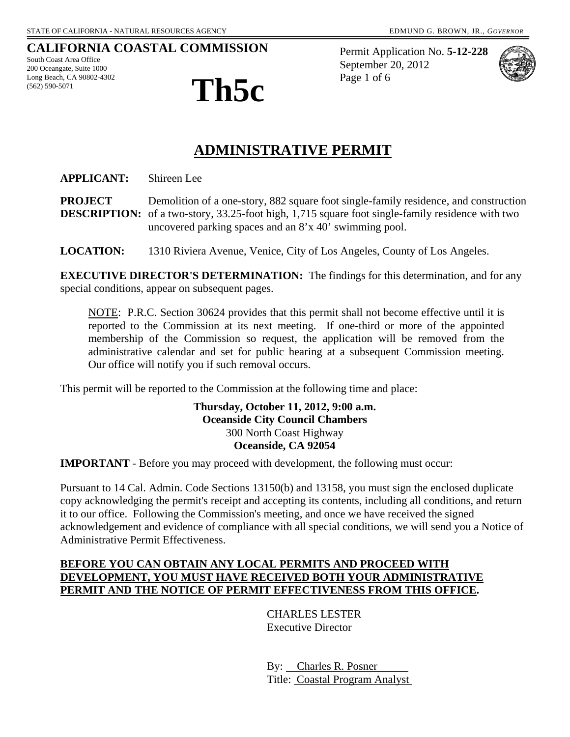STATE OF CALIFORNIA - NATURAL RESOURCES AGENCY EDMUND G. BROWN, JR., *GOVERNOR*

**CALIFORNIA COASTAL COMMISSION**

South Coast Area Office
200 Oceangate, Suite 1000
Long Beach, CA 90802-4302
(562) 590-5071

# Th5c

Permit Application No. **5-12-228**
September 20, 2012

# ADMINISTRATIVE PERMIT

**APPLICANT:** Shireen Lee

**PROJECT DESCRIPTION:** Demolition of a one-story, 882 square foot single-family residence, and construction of a two-story, 33.25-foot high, 1,715 square foot single-family residence with two uncovered parking spaces and an 8'x 40' swimming pool.

**LOCATION:** 1310 Riviera Avenue, Venice, City of Los Angeles, County of Los Angeles.

**EXECUTIVE DIRECTOR'S DETERMINATION:** The findings for this determination, and for any special conditions, appear on subsequent pages.

NOTE: P.R.C. Section 30624 provides that this permit shall not become effective until it is reported to the Commission at its next meeting. If one-third or more of the appointed membership of the Commission so request, the application will be removed from the administrative calendar and set for public hearing at a subsequent Commission meeting. Our office will notify you if such removal occurs.

This permit will be reported to the Commission at the following time and place:

**Thursday, October 11, 2012, 9:00 a.m.**
**Oceanside City Council Chambers**
300 North Coast Highway
**Oceanside, CA 92054**

**IMPORTANT** - Before you may proceed with development, the following must occur:

Pursuant to 14 Cal. Admin. Code Sections 13150(b) and 13158, you must sign the enclosed duplicate copy acknowledging the permit's receipt and accepting its contents, including all conditions, and return it to our office. Following the Commission's meeting, and once we have received the signed acknowledgement and evidence of compliance with all special conditions, we will send you a Notice of Administrative Permit Effectiveness.

**BEFORE YOU CAN OBTAIN ANY LOCAL PERMITS AND PROCEED WITH DEVELOPMENT, YOU MUST HAVE RECEIVED BOTH YOUR ADMINISTRATIVE PERMIT AND THE NOTICE OF PERMIT EFFECTIVENESS FROM THIS OFFICE.**

CHARLES LESTER
Executive Director

By: Charles R. Posner
Title: Coastal Program Analyst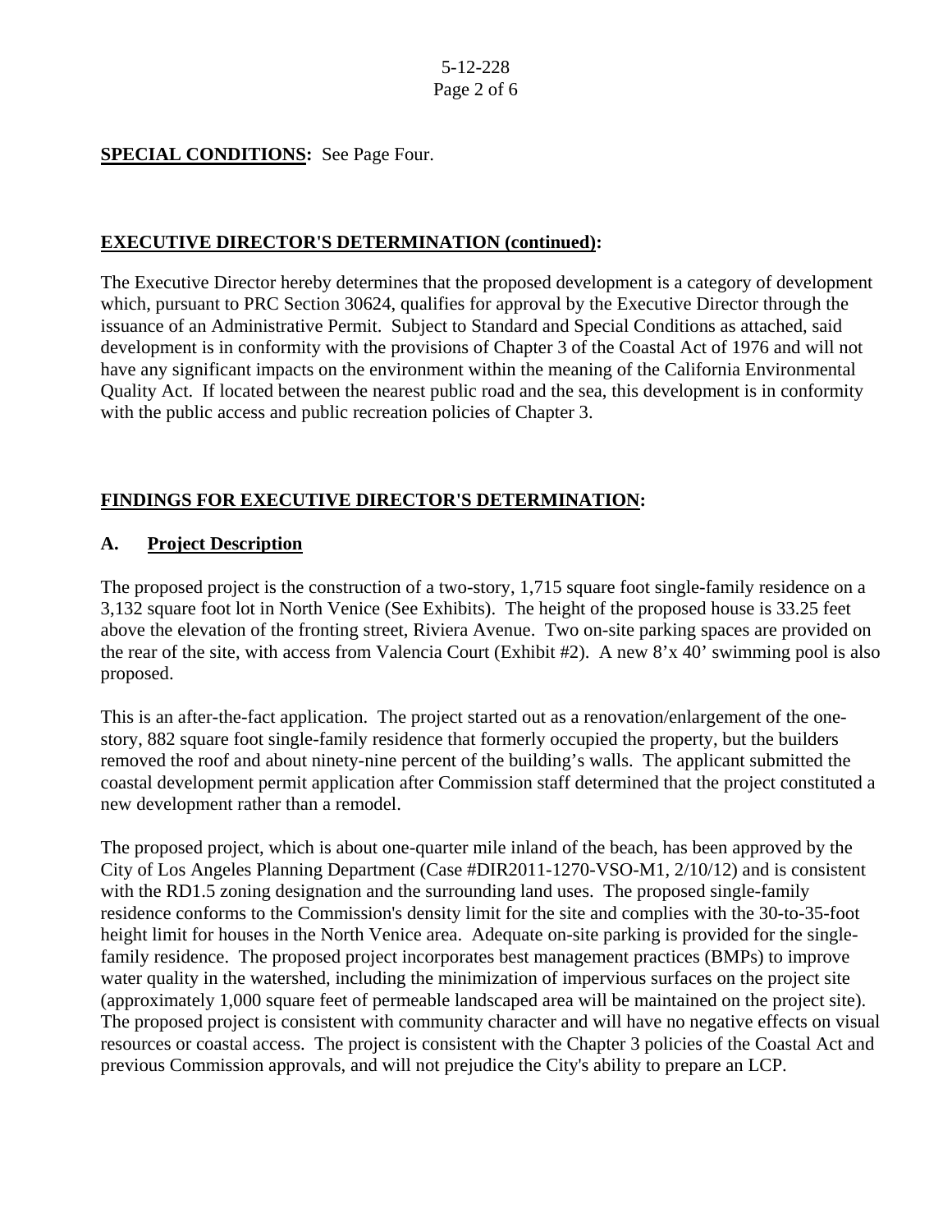**SPECIAL CONDITIONS:** See Page Four.

**EXECUTIVE DIRECTOR'S DETERMINATION (continued):**

The Executive Director hereby determines that the proposed development is a category of development which, pursuant to PRC Section 30624, qualifies for approval by the Executive Director through the issuance of an Administrative Permit. Subject to Standard and Special Conditions as attached, said development is in conformity with the provisions of Chapter 3 of the Coastal Act of 1976 and will not have any significant impacts on the environment within the meaning of the California Environmental Quality Act. If located between the nearest public road and the sea, this development is in conformity with the public access and public recreation policies of Chapter 3.

**FINDINGS FOR EXECUTIVE DIRECTOR'S DETERMINATION:**

**A. Project Description**

The proposed project is the construction of a two-story, 1,715 square foot single-family residence on a 3,132 square foot lot in North Venice (See Exhibits). The height of the proposed house is 33.25 feet above the elevation of the fronting street, Riviera Avenue. Two on-site parking spaces are provided on the rear of the site, with access from Valencia Court (Exhibit #2). A new 8'x 40' swimming pool is also proposed.

This is an after-the-fact application. The project started out as a renovation/enlargement of the one-story, 882 square foot single-family residence that formerly occupied the property, but the builders removed the roof and about ninety-nine percent of the building's walls. The applicant submitted the coastal development permit application after Commission staff determined that the project constituted a new development rather than a remodel.

The proposed project, which is about one-quarter mile inland of the beach, has been approved by the City of Los Angeles Planning Department (Case #DIR2011-1270-VSO-M1, 2/10/12) and is consistent with the RD1.5 zoning designation and the surrounding land uses. The proposed single-family residence conforms to the Commission's density limit for the site and complies with the 30-to-35-foot height limit for houses in the North Venice area. Adequate on-site parking is provided for the single-family residence. The proposed project incorporates best management practices (BMPs) to improve water quality in the watershed, including the minimization of impervious surfaces on the project site (approximately 1,000 square feet of permeable landscaped area will be maintained on the project site). The proposed project is consistent with community character and will have no negative effects on visual resources or coastal access. The project is consistent with the Chapter 3 policies of the Coastal Act and previous Commission approvals, and will not prejudice the City's ability to prepare an LCP.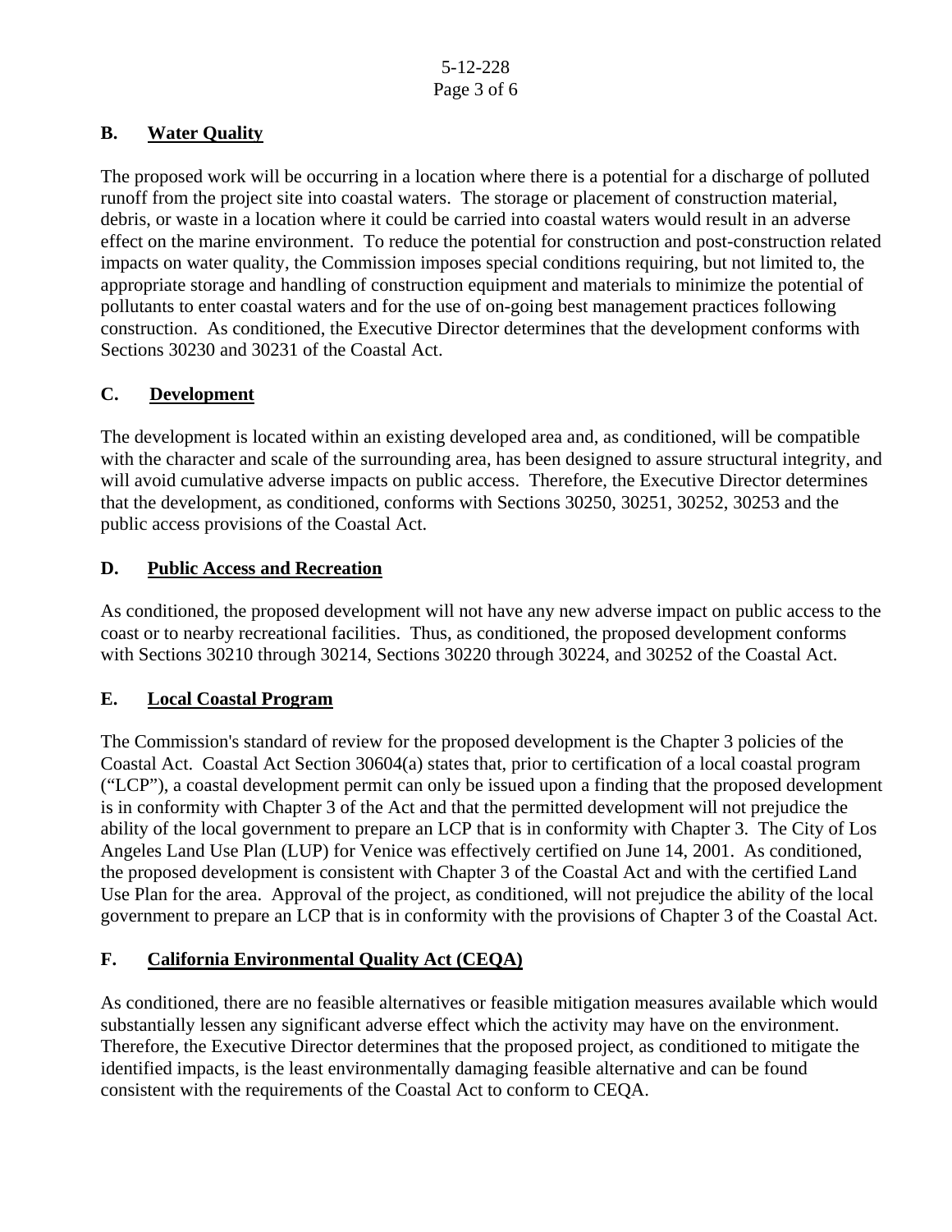### B. Water Quality

The proposed work will be occurring in a location where there is a potential for a discharge of polluted runoff from the project site into coastal waters. The storage or placement of construction material, debris, or waste in a location where it could be carried into coastal waters would result in an adverse effect on the marine environment. To reduce the potential for construction and post-construction related impacts on water quality, the Commission imposes special conditions requiring, but not limited to, the appropriate storage and handling of construction equipment and materials to minimize the potential of pollutants to enter coastal waters and for the use of on-going best management practices following construction. As conditioned, the Executive Director determines that the development conforms with Sections 30230 and 30231 of the Coastal Act.

### C. Development

The development is located within an existing developed area and, as conditioned, will be compatible with the character and scale of the surrounding area, has been designed to assure structural integrity, and will avoid cumulative adverse impacts on public access. Therefore, the Executive Director determines that the development, as conditioned, conforms with Sections 30250, 30251, 30252, 30253 and the public access provisions of the Coastal Act.

### D. Public Access and Recreation

As conditioned, the proposed development will not have any new adverse impact on public access to the coast or to nearby recreational facilities. Thus, as conditioned, the proposed development conforms with Sections 30210 through 30214, Sections 30220 through 30224, and 30252 of the Coastal Act.

### E. Local Coastal Program

The Commission's standard of review for the proposed development is the Chapter 3 policies of the Coastal Act. Coastal Act Section 30604(a) states that, prior to certification of a local coastal program ("LCP"), a coastal development permit can only be issued upon a finding that the proposed development is in conformity with Chapter 3 of the Act and that the permitted development will not prejudice the ability of the local government to prepare an LCP that is in conformity with Chapter 3. The City of Los Angeles Land Use Plan (LUP) for Venice was effectively certified on June 14, 2001. As conditioned, the proposed development is consistent with Chapter 3 of the Coastal Act and with the certified Land Use Plan for the area. Approval of the project, as conditioned, will not prejudice the ability of the local government to prepare an LCP that is in conformity with the provisions of Chapter 3 of the Coastal Act.

### F. California Environmental Quality Act (CEQA)

As conditioned, there are no feasible alternatives or feasible mitigation measures available which would substantially lessen any significant adverse effect which the activity may have on the environment. Therefore, the Executive Director determines that the proposed project, as conditioned to mitigate the identified impacts, is the least environmentally damaging feasible alternative and can be found consistent with the requirements of the Coastal Act to conform to CEQA.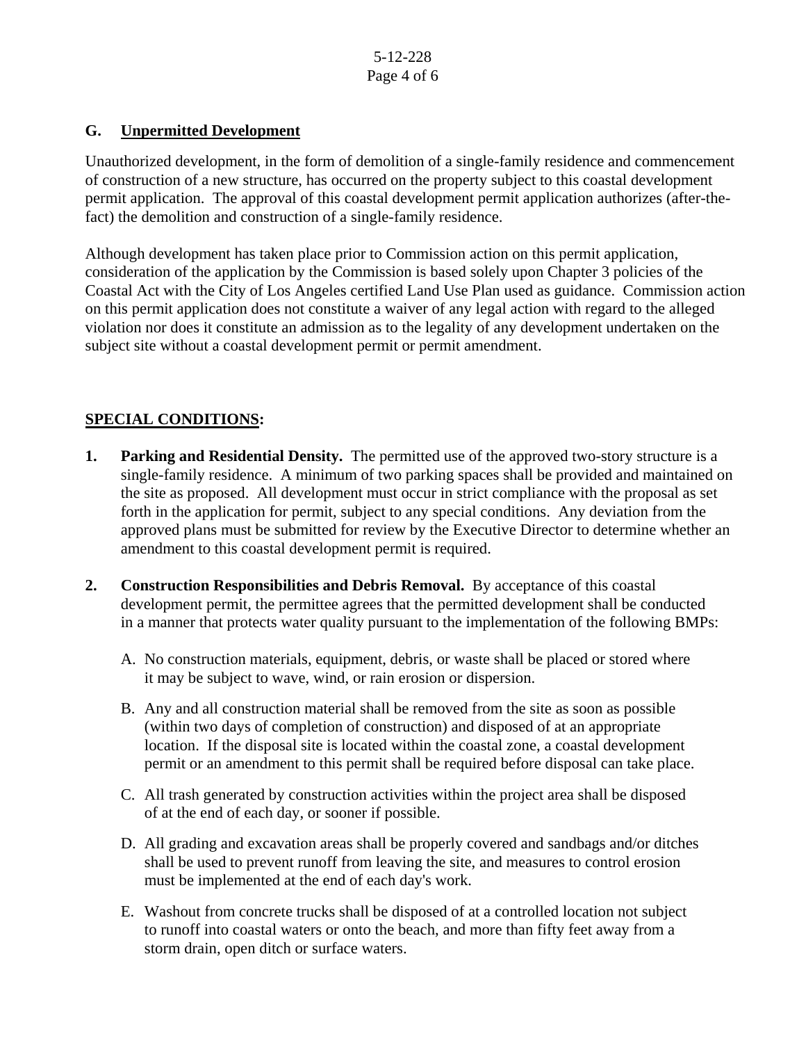### G. Unpermitted Development

Unauthorized development, in the form of demolition of a single-family residence and commencement of construction of a new structure, has occurred on the property subject to this coastal development permit application. The approval of this coastal development permit application authorizes (after-the-fact) the demolition and construction of a single-family residence.

Although development has taken place prior to Commission action on this permit application, consideration of the application by the Commission is based solely upon Chapter 3 policies of the Coastal Act with the City of Los Angeles certified Land Use Plan used as guidance. Commission action on this permit application does not constitute a waiver of any legal action with regard to the alleged violation nor does it constitute an admission as to the legality of any development undertaken on the subject site without a coastal development permit or permit amendment.

## SPECIAL CONDITIONS:

1. **Parking and Residential Density.** The permitted use of the approved two-story structure is a single-family residence. A minimum of two parking spaces shall be provided and maintained on the site as proposed. All development must occur in strict compliance with the proposal as set forth in the application for permit, subject to any special conditions. Any deviation from the approved plans must be submitted for review by the Executive Director to determine whether an amendment to this coastal development permit is required.

2. **Construction Responsibilities and Debris Removal.** By acceptance of this coastal development permit, the permittee agrees that the permitted development shall be conducted in a manner that protects water quality pursuant to the implementation of the following BMPs:

   A. No construction materials, equipment, debris, or waste shall be placed or stored where it may be subject to wave, wind, or rain erosion or dispersion.

   B. Any and all construction material shall be removed from the site as soon as possible (within two days of completion of construction) and disposed of at an appropriate location. If the disposal site is located within the coastal zone, a coastal development permit or an amendment to this permit shall be required before disposal can take place.

   C. All trash generated by construction activities within the project area shall be disposed of at the end of each day, or sooner if possible.

   D. All grading and excavation areas shall be properly covered and sandbags and/or ditches shall be used to prevent runoff from leaving the site, and measures to control erosion must be implemented at the end of each day's work.

   E. Washout from concrete trucks shall be disposed of at a controlled location not subject to runoff into coastal waters or onto the beach, and more than fifty feet away from a storm drain, open ditch or surface waters.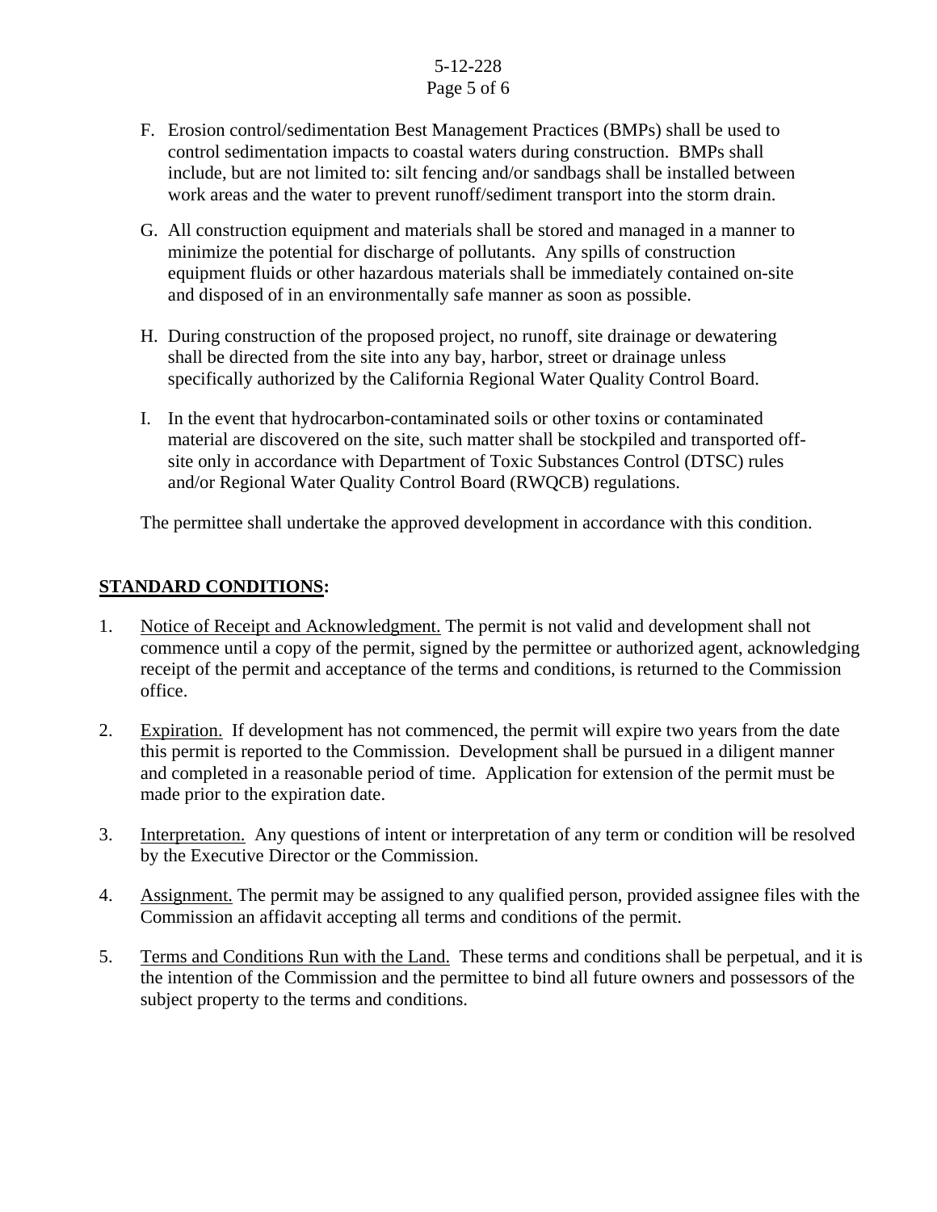F. Erosion control/sedimentation Best Management Practices (BMPs) shall be used to control sedimentation impacts to coastal waters during construction. BMPs shall include, but are not limited to: silt fencing and/or sandbags shall be installed between work areas and the water to prevent runoff/sediment transport into the storm drain.

G. All construction equipment and materials shall be stored and managed in a manner to minimize the potential for discharge of pollutants. Any spills of construction equipment fluids or other hazardous materials shall be immediately contained on-site and disposed of in an environmentally safe manner as soon as possible.

H. During construction of the proposed project, no runoff, site drainage or dewatering shall be directed from the site into any bay, harbor, street or drainage unless specifically authorized by the California Regional Water Quality Control Board.

I. In the event that hydrocarbon-contaminated soils or other toxins or contaminated material are discovered on the site, such matter shall be stockpiled and transported off-site only in accordance with Department of Toxic Substances Control (DTSC) rules and/or Regional Water Quality Control Board (RWQCB) regulations.

The permittee shall undertake the approved development in accordance with this condition.

## <u>STANDARD CONDITIONS</u>:

1. <u>Notice of Receipt and Acknowledgment.</u> The permit is not valid and development shall not commence until a copy of the permit, signed by the permittee or authorized agent, acknowledging receipt of the permit and acceptance of the terms and conditions, is returned to the Commission office.

2. <u>Expiration.</u> If development has not commenced, the permit will expire two years from the date this permit is reported to the Commission. Development shall be pursued in a diligent manner and completed in a reasonable period of time. Application for extension of the permit must be made prior to the expiration date.

3. <u>Interpretation.</u> Any questions of intent or interpretation of any term or condition will be resolved by the Executive Director or the Commission.

4. <u>Assignment.</u> The permit may be assigned to any qualified person, provided assignee files with the Commission an affidavit accepting all terms and conditions of the permit.

5. <u>Terms and Conditions Run with the Land.</u> These terms and conditions shall be perpetual, and it is the intention of the Commission and the permittee to bind all future owners and possessors of the subject property to the terms and conditions.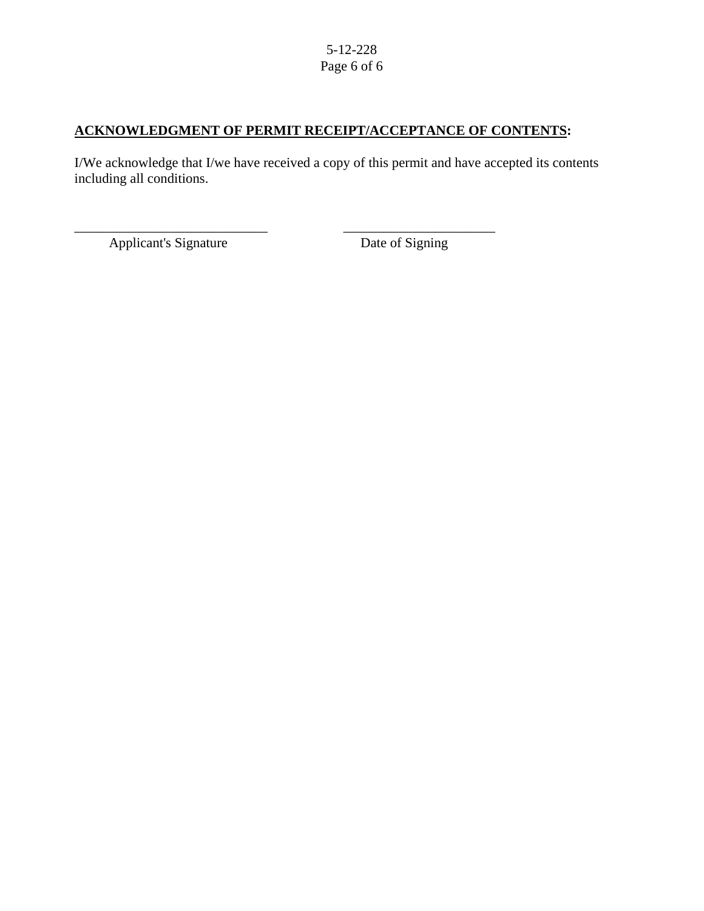**<u>ACKNOWLEDGMENT OF PERMIT RECEIPT/ACCEPTANCE OF CONTENTS</u>:**

I/We acknowledge that I/we have received a copy of this permit and have accepted its contents including all conditions.

| ____________________________ | ______________________ |
|---|---|
| Applicant's Signature | Date of Signing |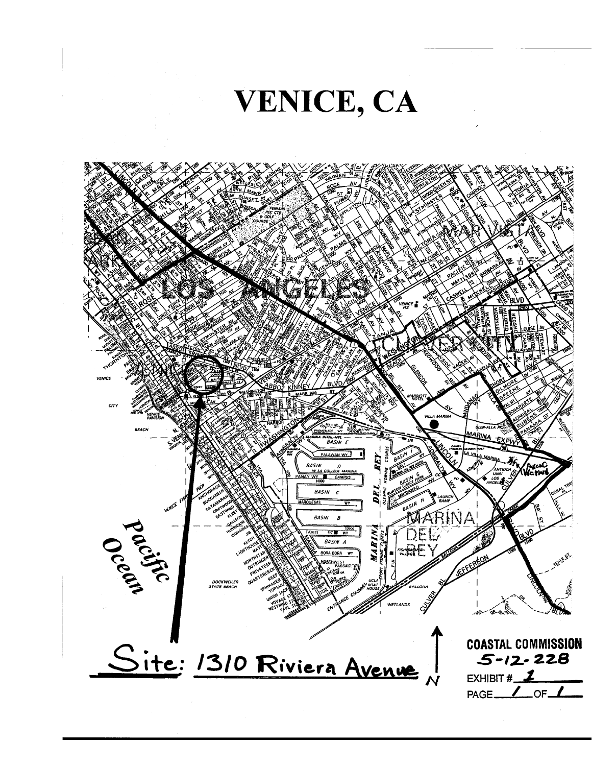# VENICE, CA

Pacific Ocean

Site: 1310 Riviera Avenue

N

COASTAL COMMISSION
5-12-228
EXHIBIT # 1
PAGE 1 OF 1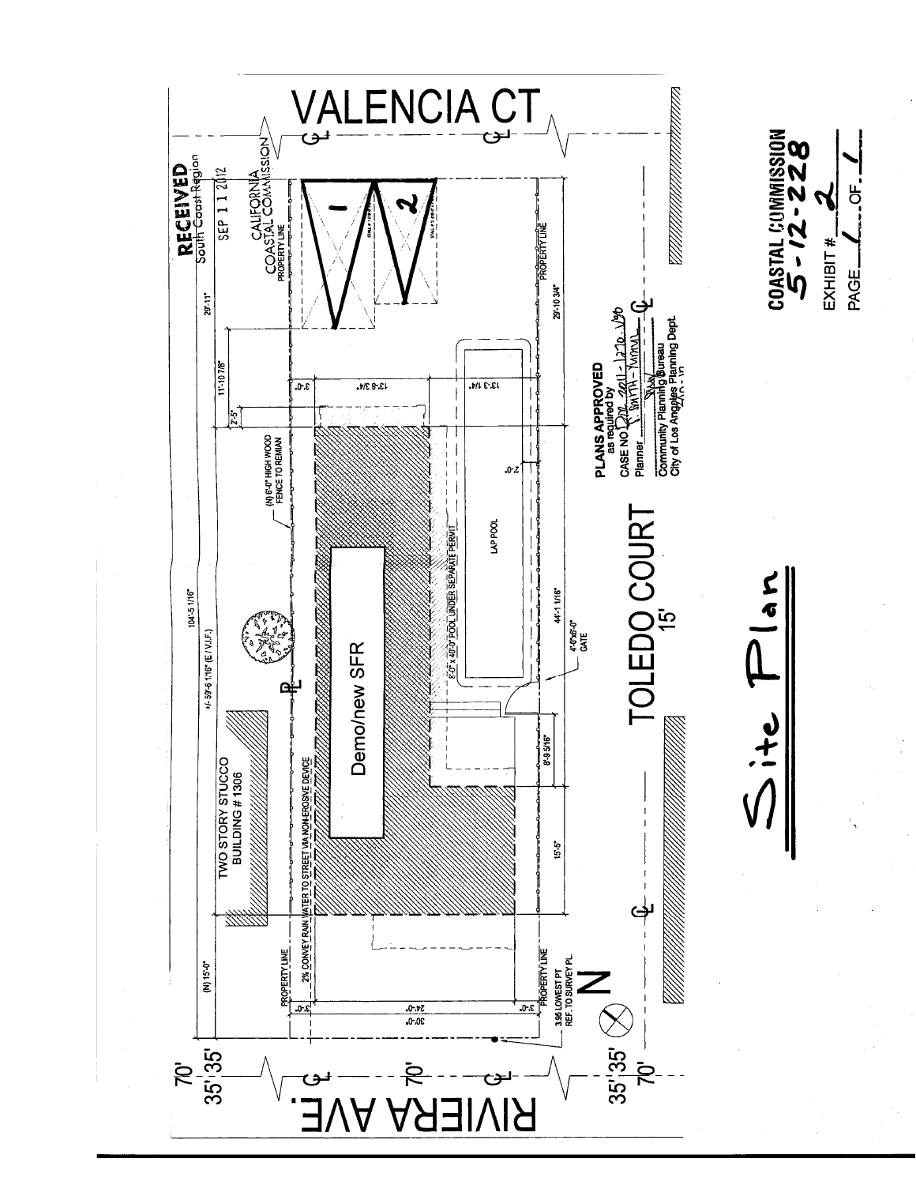# Site Plan

VALENCIA CT

RIVIERA AVE.

TOLEDO COURT
15'

RECEIVED
South Coast Region

SEP 11 2012

CALIFORNIA
COASTAL COMMISSION

PROPERTY LINE

TWO STORY STUCCO
BUILDING # 1306

Demo/new SFR

LAP POOL

8'-0" X 40'-0" POOL UNDER SEPARATE PERMIT

(N) 6'-0" HIGH WOOD FENCE TO REMIAN

2% CONVEY RAIN WATER TO STREET VIA NON-EROSIVE DEVICE

4'-0"x6'-0" GATE

3.95 LOWEST PT
REF. TO SURVEY PL.

N

104'-5 1/16"

+/- 59'-6 1/16" (E.V.I.F.)

(N) 15'-0"

11'-10 7/8"

29'-11"

29'-10 3/4"

44'-1 1/16"

15'-5"

8'-9 5/16"

2'-5"

3'-0"

13'-8 3/4"

13'-3 1/4"

2'-0"

24'-0"

30'-0"

70'

35' 35'

70'

35' 35'

70'

PLANS APPROVED
as required by
CASE NO DIR 2011-1270-VSO
Planner K. SMITH-TURNER
Community Planning Bureau
City of Los Angeles Planning Dept.

COASTAL COMMISSION
5-12-228

EXHIBIT # 2

PAGE 1 OF 1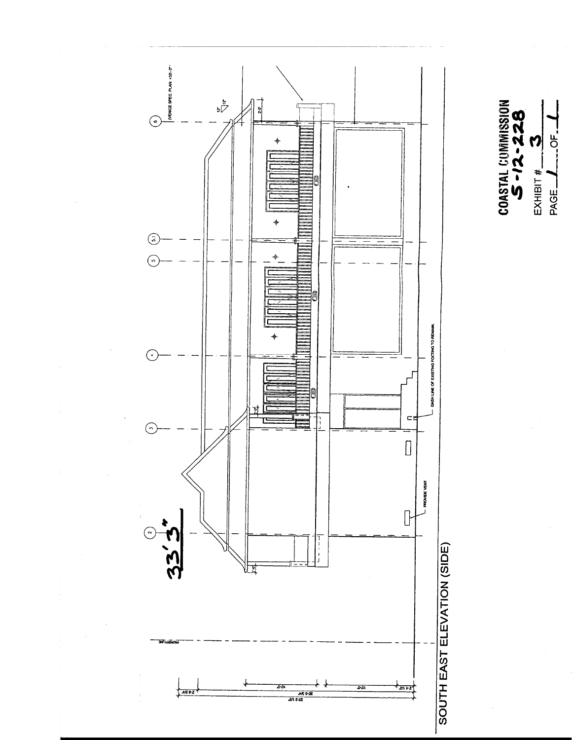# SOUTH EAST ELEVATION (SIDE)

33'3"

(VENICE SPEC. PLAN: +35'-0")

PROVIDE VENT

DASH LINE OF EXISTING FOOTING TO REMAIN.

PROPERTY LINE

**COASTAL COMMISSION**
**5-12-228**

EXHIBIT # 3

PAGE 1 OF 1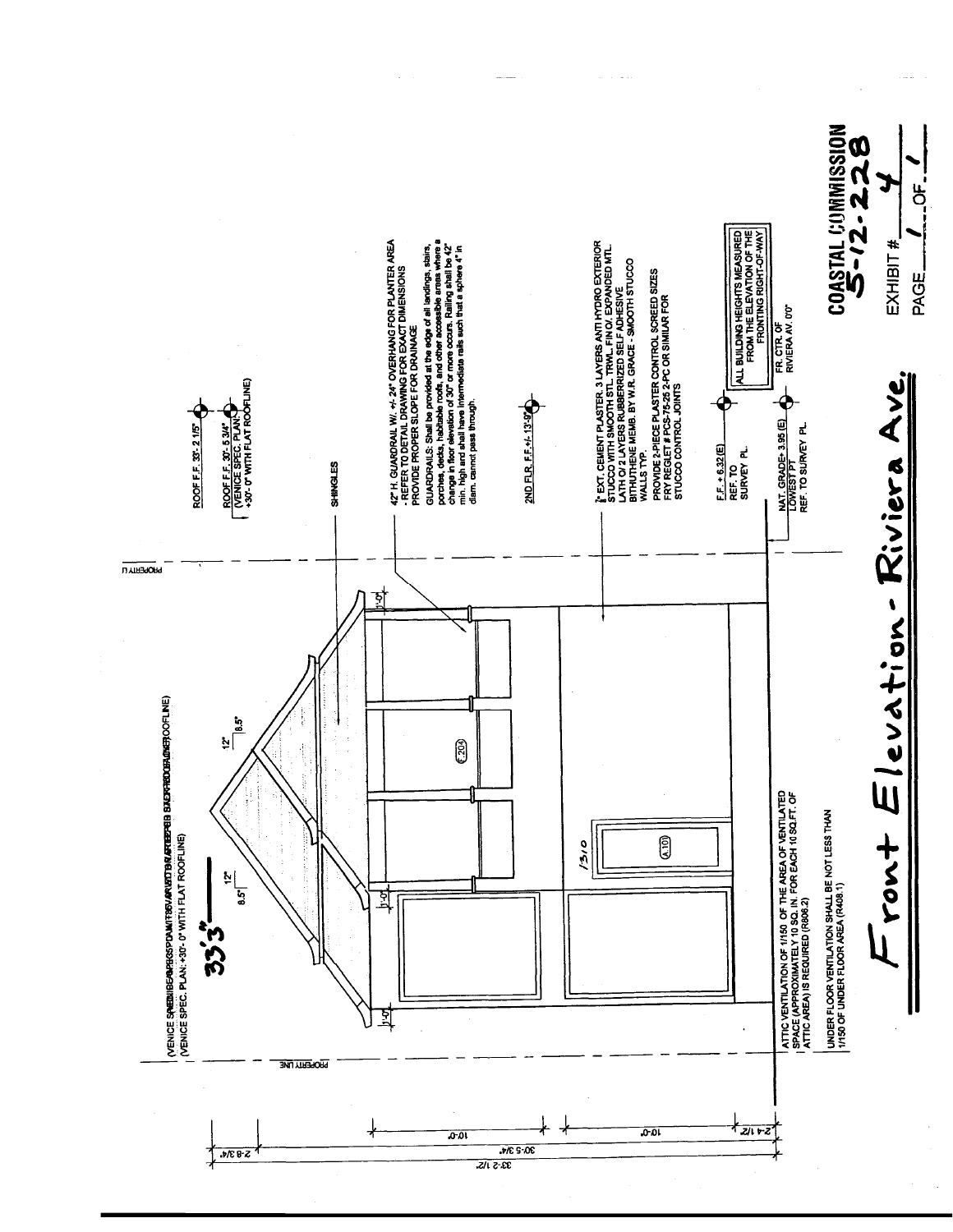(VENICE SPEC. PLAN: +30'- 0" WITH FLAT ROOFLINE)

33'3"

12"
8.5"

12"
8.5"

1'-0"

1'-0"

1'-0"

1'-0"

PROPERTY LINE

PROPERTY LINE

E.204

A.101

13/10

ROOF F.F. 33'- 2 1/2"

ROOF F.F. 30'- 5 3/4"
(VENICE SPEC. PLAN:
+30'- 0" WITH FLAT ROOFLINE)

SHINGLES

42" H. GUARDRAIL W/ +/- 24" OVERHANG FOR PLANTER AREA - REFER TO DETAIL DRAWING FOR EXACT DIMENSIONS
PROVIDE PROPER SLOPE FOR DRAINAGE

GUARDRAILS: Shall be provided at the edge of all landings, stairs, porches, decks, habitable roofs, and other accessible areas where a change in floor elevation of 30" or more occurs. Railing shall be 42" min. high and shall have intermediate rails such that a sphere 4" in diam. cannot pass through.

2ND FLR. F.F. +/- 13'-9"

7/8" EXT. CEMENT PLASTER, 3 LAYERS ANTI HYDRO EXTERIOR STUCCO WITH SMOOTH STL. TRWL. FIN O/ EXPANDED MTL. LATH O/ 2 LAYERS RUBBERRIZED SELF ADHESIVE BITHUTHENE MEMB. BY W.R. GRACE - SMOOTH STUCCO WALLS TYP.

PROVIDE 2-PIECE PLASTER CONTROL SCREED SIZES FRY REGLET # PCS-75-25 2-PC OR SIMILAR FOR STUCCO CONTROL JOINTS

F.F. + 6.32 (E)
REF. TO
SURVEY PL.

ALL BUILDING HEIGHTS MEASURED FROM THE ELEVATION OF THE FRONTING RIGHT-OF-WAY

NAT. GRADE+ 3.95 (E)
LOWEST PT.
REF. TO SURVEY PL.

FR. CTR. OF
RIVIERA AV. 0'0"

ATTIC VENTILATION OF 1/150 OF THE AREA OF VENTILATED SPACE (APPROXIMATELY 10 SQ. IN. FOR EACH 10 SQ.FT. OF ATTIC AREA) IS REQUIRED (R806.2)

UNDER FLOOR VENTILATION SHALL BE NOT LESS THAN 1/150 OF UNDER FLOOR AREA (R408.1)

33'-2 1/2"

30'-5 3/4"

2'-8 3/4"

10'-0"

10'-0"

2'-4 1/2"

# Front Elevation - Riviera Ave.

**COASTAL COMMISSION**
**5-12-228**

EXHIBIT # 4

PAGE 1 OF 1